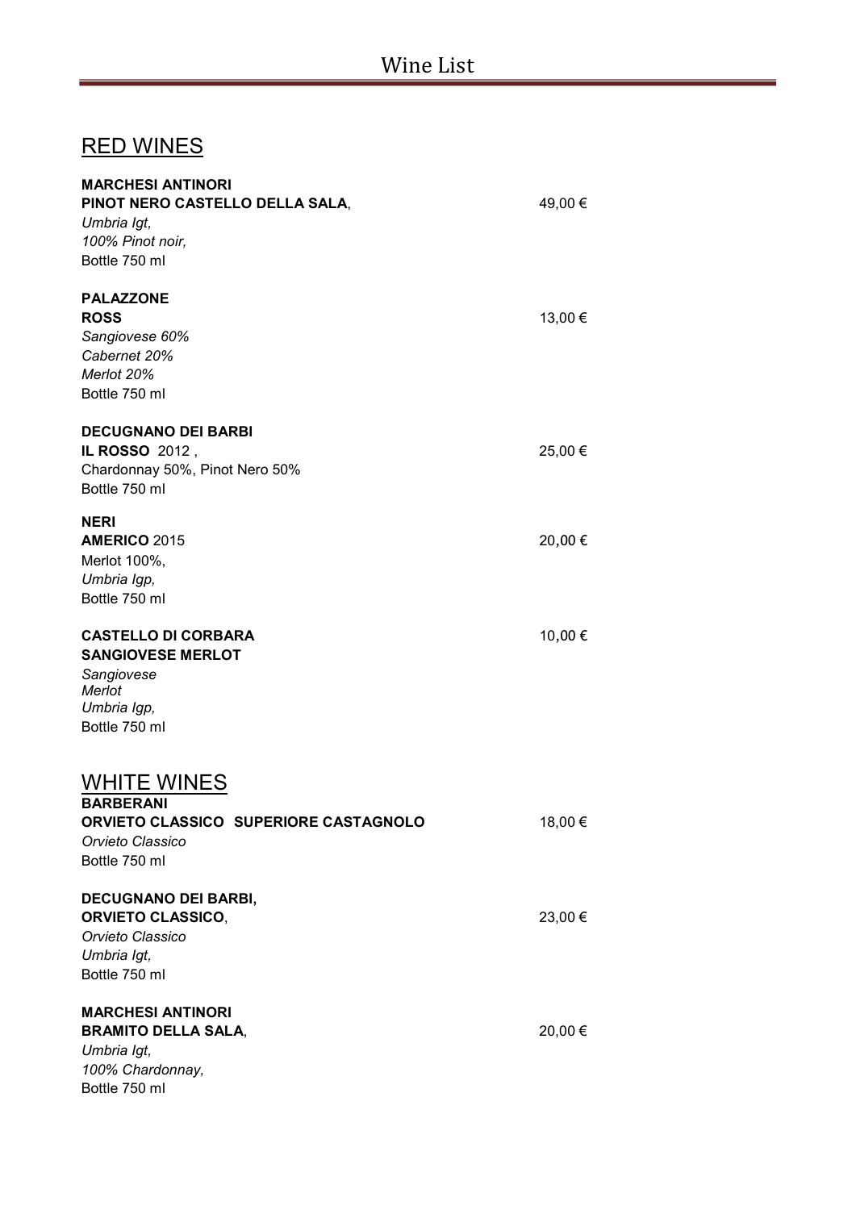# Wine List

## RED WINES

**MARCHESI ANTINORI**
**PINOT NERO CASTELLO DELLA SALA**, 49,00 €
*Umbria Igt,*
*100% Pinot noir,*
Bottle 750 ml

**PALAZZONE**
**ROSS** 13,00 €
*Sangiovese 60%*
*Cabernet 20%*
*Merlot 20%*
Bottle 750 ml

**DECUGNANO DEI BARBI**
**IL ROSSO** 2012 , 25,00 €
Chardonnay 50%, Pinot Nero 50%
Bottle 750 ml

**NERI**
**AMERICO** 2015 20,00 €
Merlot 100%,
*Umbria Igp,*
Bottle 750 ml

**CASTELLO DI CORBARA** 10,00 €
**SANGIOVESE MERLOT**
*Sangiovese*
*Merlot*
*Umbria Igp,*
Bottle 750 ml

## WHITE WINES

**BARBERANI**
**ORVIETO CLASSICO SUPERIORE CASTAGNOLO** 18,00 €
*Orvieto Classico*
Bottle 750 ml

**DECUGNANO DEI BARBI,**
**ORVIETO CLASSICO**, 23,00 €
*Orvieto Classico*
*Umbria Igt,*
Bottle 750 ml

**MARCHESI ANTINORI**
**BRAMITO DELLA SALA**, 20,00 €
*Umbria Igt,*
*100% Chardonnay,*
Bottle 750 ml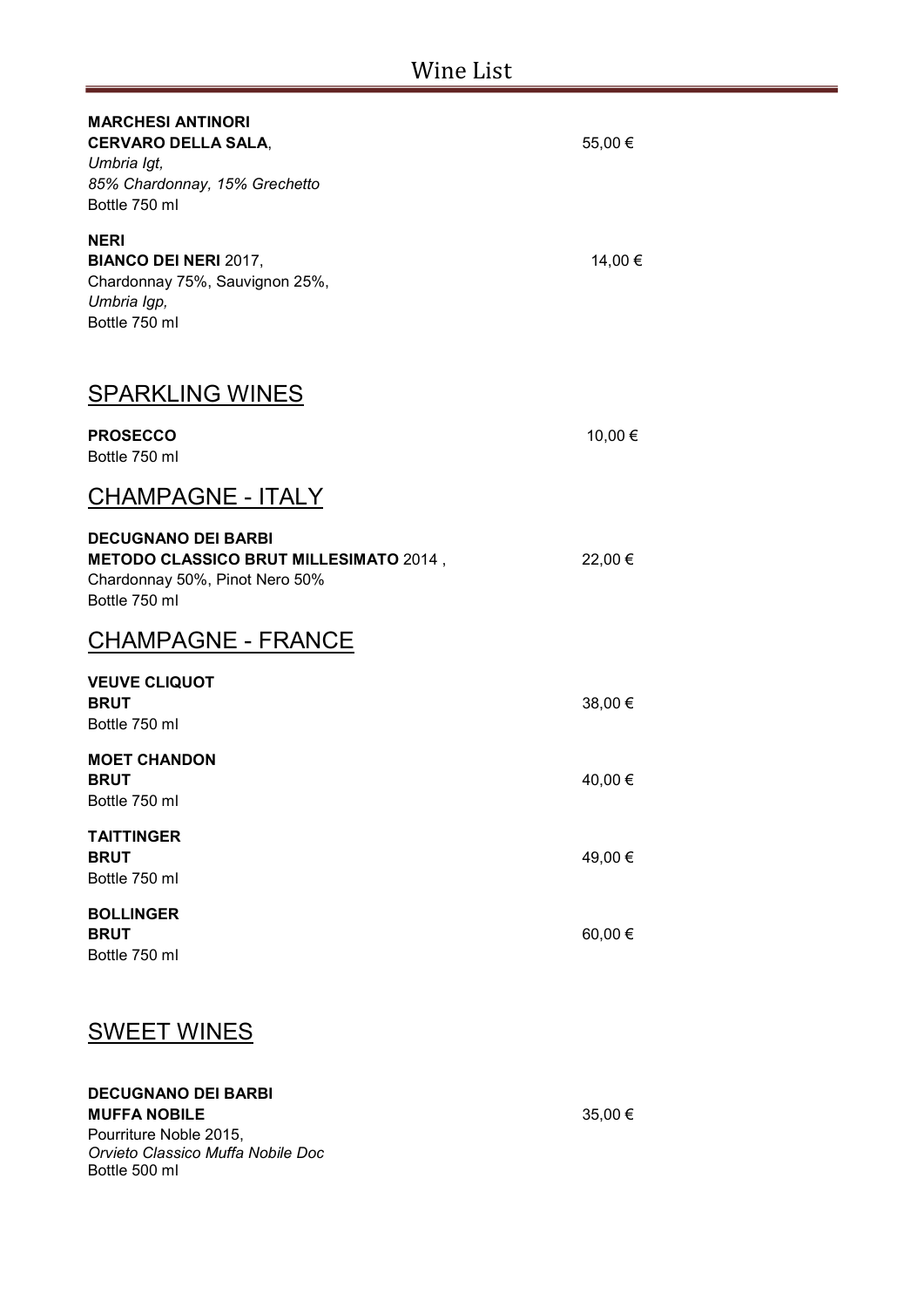# Wine List

**MARCHESI ANTINORI**
**CERVARO DELLA SALA**, 55,00 €
*Umbria Igt,*
*85% Chardonnay, 15% Grechetto*
Bottle 750 ml

**NERI**
**BIANCO DEI NERI** 2017, 14,00 €
Chardonnay 75%, Sauvignon 25%,
*Umbria Igp,*
Bottle 750 ml

## SPARKLING WINES

**PROSECCO** 10,00 €
Bottle 750 ml

## CHAMPAGNE - ITALY

**DECUGNANO DEI BARBI**
**METODO CLASSICO BRUT MILLESIMATO** 2014 , 22,00 €
Chardonnay 50%, Pinot Nero 50%
Bottle 750 ml

## CHAMPAGNE - FRANCE

**VEUVE CLIQUOT**
**BRUT** 38,00 €
Bottle 750 ml

**MOET CHANDON**
**BRUT** 40,00 €
Bottle 750 ml

**TAITTINGER**
**BRUT** 49,00 €
Bottle 750 ml

**BOLLINGER**
**BRUT** 60,00 €
Bottle 750 ml

## SWEET WINES

**DECUGNANO DEI BARBI**
**MUFFA NOBILE** 35,00 €
Pourriture Noble 2015,
*Orvieto Classico Muffa Nobile Doc*
Bottle 500 ml